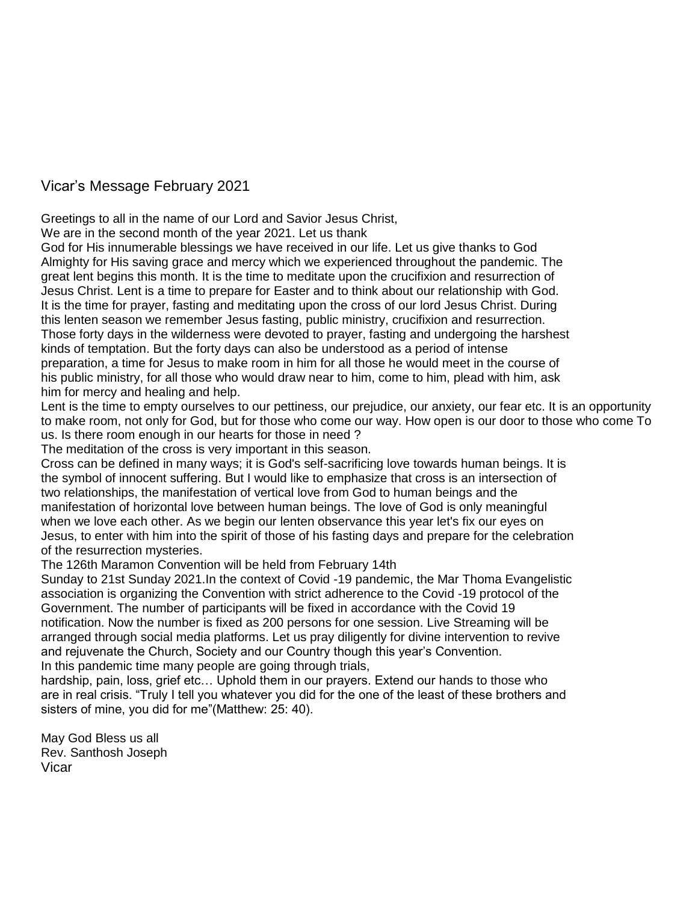# Vicar's Message February 2021

Greetings to all in the name of our Lord and Savior Jesus Christ,
We are in the second month of the year 2021. Let us thank God for His innumerable blessings we have received in our life. Let us give thanks to God Almighty for His saving grace and mercy which we experienced throughout the pandemic. The great lent begins this month. It is the time to meditate upon the crucifixion and resurrection of Jesus Christ. Lent is a time to prepare for Easter and to think about our relationship with God. It is the time for prayer, fasting and meditating upon the cross of our lord Jesus Christ. During this lenten season we remember Jesus fasting, public ministry, crucifixion and resurrection. Those forty days in the wilderness were devoted to prayer, fasting and undergoing the harshest kinds of temptation. But the forty days can also be understood as a period of intense preparation, a time for Jesus to make room in him for all those he would meet in the course of his public ministry, for all those who would draw near to him, come to him, plead with him, ask him for mercy and healing and help.

Lent is the time to empty ourselves to our pettiness, our prejudice, our anxiety, our fear etc. It is an opportunity to make room, not only for God, but for those who come our way. How open is our door to those who come To us. Is there room enough in our hearts for those in need ?

The meditation of the cross is very important in this season.

Cross can be defined in many ways; it is God's self-sacrificing love towards human beings. It is the symbol of innocent suffering. But I would like to emphasize that cross is an intersection of two relationships, the manifestation of vertical love from God to human beings and the manifestation of horizontal love between human beings. The love of God is only meaningful when we love each other. As we begin our lenten observance this year let's fix our eyes on Jesus, to enter with him into the spirit of those of his fasting days and prepare for the celebration of the resurrection mysteries.

The 126th Maramon Convention will be held from February 14th Sunday to 21st Sunday 2021.In the context of Covid -19 pandemic, the Mar Thoma Evangelistic association is organizing the Convention with strict adherence to the Covid -19 protocol of the Government. The number of participants will be fixed in accordance with the Covid 19 notification. Now the number is fixed as 200 persons for one session. Live Streaming will be arranged through social media platforms. Let us pray diligently for divine intervention to revive and rejuvenate the Church, Society and our Country though this year's Convention.

In this pandemic time many people are going through trials, hardship, pain, loss, grief etc… Uphold them in our prayers. Extend our hands to those who are in real crisis. "Truly I tell you whatever you did for the one of the least of these brothers and sisters of mine, you did for me"(Matthew: 25: 40).

May God Bless us all
Rev. Santhosh Joseph
Vicar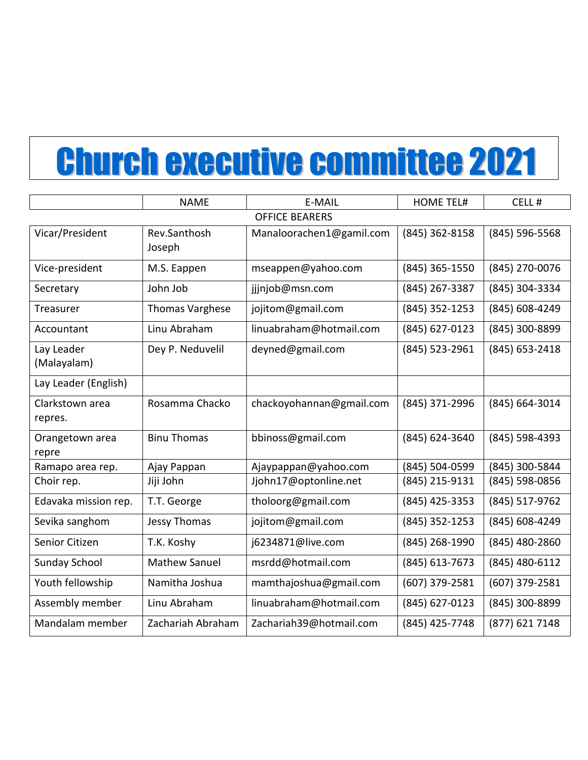# Church executive committee 2021

| | NAME | E-MAIL | HOME TEL# | CELL # |
|---|---|---|---|---|
| OFFICE BEARERS | | | | |
| Vicar/President | Rev.Santhosh Joseph | Manaloorachen1@gamil.com | (845) 362-8158 | (845) 596-5568 |
| Vice-president | M.S. Eappen | mseappen@yahoo.com | (845) 365-1550 | (845) 270-0076 |
| Secretary | John Job | jjjnjob@msn.com | (845) 267-3387 | (845) 304-3334 |
| Treasurer | Thomas Varghese | jojitom@gmail.com | (845) 352-1253 | (845) 608-4249 |
| Accountant | Linu Abraham | linuabraham@hotmail.com | (845) 627-0123 | (845) 300-8899 |
| Lay Leader (Malayalam) | Dey P. Neduvelil | deyned@gmail.com | (845) 523-2961 | (845) 653-2418 |
| Lay Leader (English) | | | | |
| Clarkstown area repres. | Rosamma Chacko | chackoyohannan@gmail.com | (845) 371-2996 | (845) 664-3014 |
| Orangetown area repre | Binu Thomas | bbinoss@gmail.com | (845) 624-3640 | (845) 598-4393 |
| Ramapo area rep. | Ajay Pappan | Ajaypappan@yahoo.com | (845) 504-0599 | (845) 300-5844 |
| Choir rep. | Jiji John | Jjohn17@optonline.net | (845) 215-9131 | (845) 598-0856 |
| Edavaka mission rep. | T.T. George | tholoorg@gmail.com | (845) 425-3353 | (845) 517-9762 |
| Sevika sanghom | Jessy Thomas | jojitom@gmail.com | (845) 352-1253 | (845) 608-4249 |
| Senior Citizen | T.K. Koshy | j6234871@live.com | (845) 268-1990 | (845) 480-2860 |
| Sunday School | Mathew Sanuel | msrdd@hotmail.com | (845) 613-7673 | (845) 480-6112 |
| Youth fellowship | Namitha Joshua | mamthajoshua@gmail.com | (607) 379-2581 | (607) 379-2581 |
| Assembly member | Linu Abraham | linuabraham@hotmail.com | (845) 627-0123 | (845) 300-8899 |
| Mandalam member | Zachariah Abraham | Zachariah39@hotmail.com | (845) 425-7748 | (877) 621 7148 |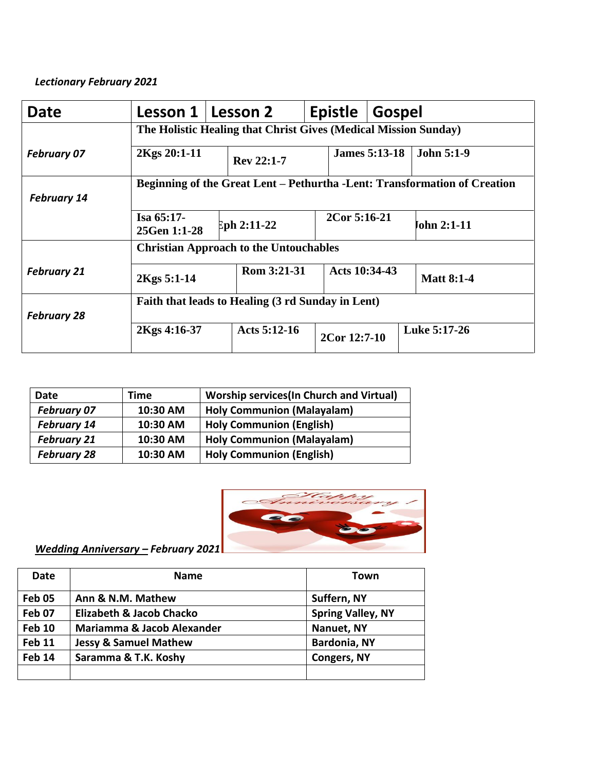*Lectionary February 2021*

| Date | Lesson 1 | Lesson 2 | Epistle | Gospel |
|---|---|---|---|---|
| *February 07* | **The Holistic Healing that Christ Gives (Medical Mission Sunday)** | | | |
| | **2Kgs 20:1-11** | **Rev 22:1-7** | **James 5:13-18** | **John 5:1-9** |
| *February 14* | **Beginning of the Great Lent – Pethurtha -Lent: Transformation of Creation** | | | |
| | **Isa 65:17-25Gen 1:1-28** | **Eph 2:11-22** | **2Cor 5:16-21** | **John 2:1-11** |
| *February 21* | **Christian Approach to the Untouchables** | | | |
| | **2Kgs 5:1-14** | **Rom 3:21-31** | **Acts 10:34-43** | **Matt 8:1-4** |
| *February 28* | **Faith that leads to Healing (3 rd Sunday in Lent)** | | | |
| | **2Kgs 4:16-37** | **Acts 5:12-16** | **2Cor 12:7-10** | **Luke 5:17-26** |

| Date | Time | Worship services(In Church and Virtual) |
|---|---|---|
| *February 07* | 10:30 AM | Holy Communion (Malayalam) |
| *February 14* | 10:30 AM | Holy Communion (English) |
| *February 21* | 10:30 AM | Holy Communion (Malayalam) |
| *February 28* | 10:30 AM | Holy Communion (English) |

***Wedding Anniversary – February 2021***

| Date | Name | Town |
|---|---|---|
| Feb 05 | Ann & N.M. Mathew | Suffern, NY |
| Feb 07 | Elizabeth & Jacob Chacko | Spring Valley, NY |
| Feb 10 | Mariamma & Jacob Alexander | Nanuet, NY |
| Feb 11 | Jessy & Samuel Mathew | Bardonia, NY |
| Feb 14 | Saramma & T.K. Koshy | Congers, NY |
| | | |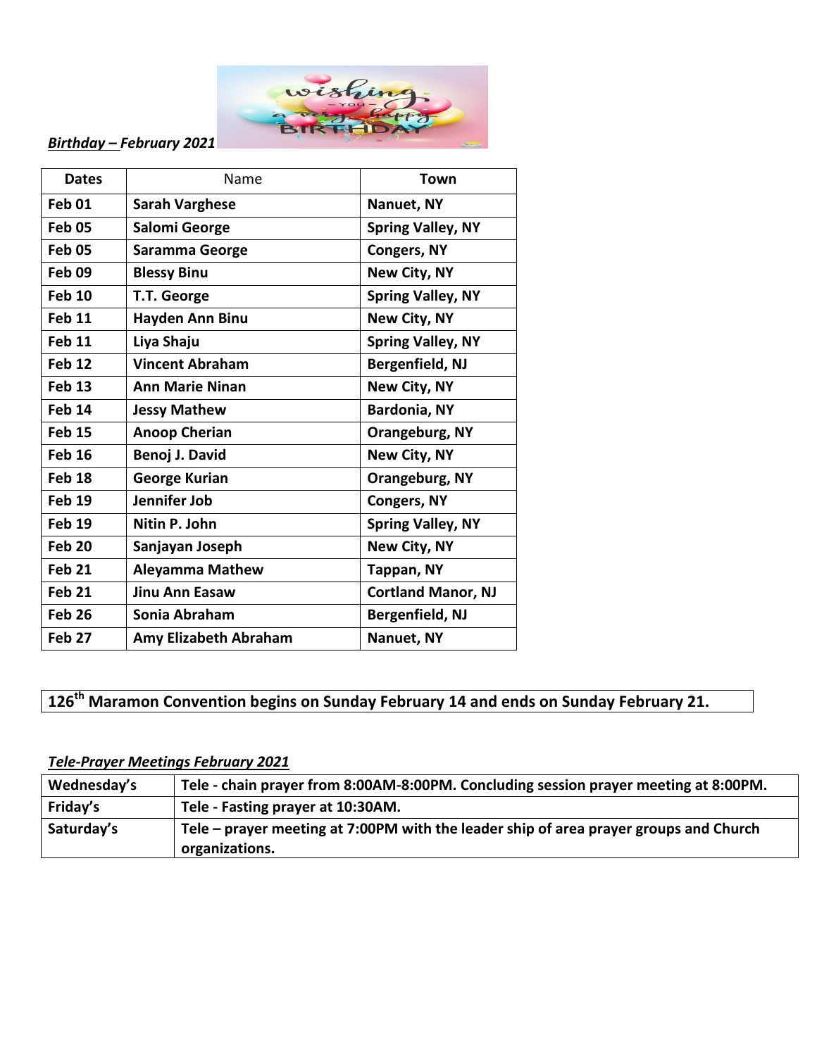***Birthday – February 2021***

| Dates | Name | Town |
|---|---|---|
| Feb 01 | Sarah Varghese | Nanuet, NY |
| Feb 05 | Salomi George | Spring Valley, NY |
| Feb 05 | Saramma George | Congers, NY |
| Feb 09 | Blessy Binu | New City, NY |
| Feb 10 | T.T. George | Spring Valley, NY |
| Feb 11 | Hayden Ann Binu | New City, NY |
| Feb 11 | Liya Shaju | Spring Valley, NY |
| Feb 12 | Vincent Abraham | Bergenfield, NJ |
| Feb 13 | Ann Marie Ninan | New City, NY |
| Feb 14 | Jessy Mathew | Bardonia, NY |
| Feb 15 | Anoop Cherian | Orangeburg, NY |
| Feb 16 | Benoj J. David | New City, NY |
| Feb 18 | George Kurian | Orangeburg, NY |
| Feb 19 | Jennifer Job | Congers, NY |
| Feb 19 | Nitin P. John | Spring Valley, NY |
| Feb 20 | Sanjayan Joseph | New City, NY |
| Feb 21 | Aleyamma Mathew | Tappan, NY |
| Feb 21 | Jinu Ann Easaw | Cortland Manor, NJ |
| Feb 26 | Sonia Abraham | Bergenfield, NJ |
| Feb 27 | Amy Elizabeth Abraham | Nanuet, NY |

**126th Maramon Convention begins on Sunday February 14 and ends on Sunday February 21.**

***Tele-Prayer Meetings February 2021***

| | |
|---|---|
| Wednesday's | Tele - chain prayer from 8:00AM-8:00PM. Concluding session prayer meeting at 8:00PM. |
| Friday's | Tele - Fasting prayer at 10:30AM. |
| Saturday's | Tele – prayer meeting at 7:00PM with the leader ship of area prayer groups and Church organizations. |